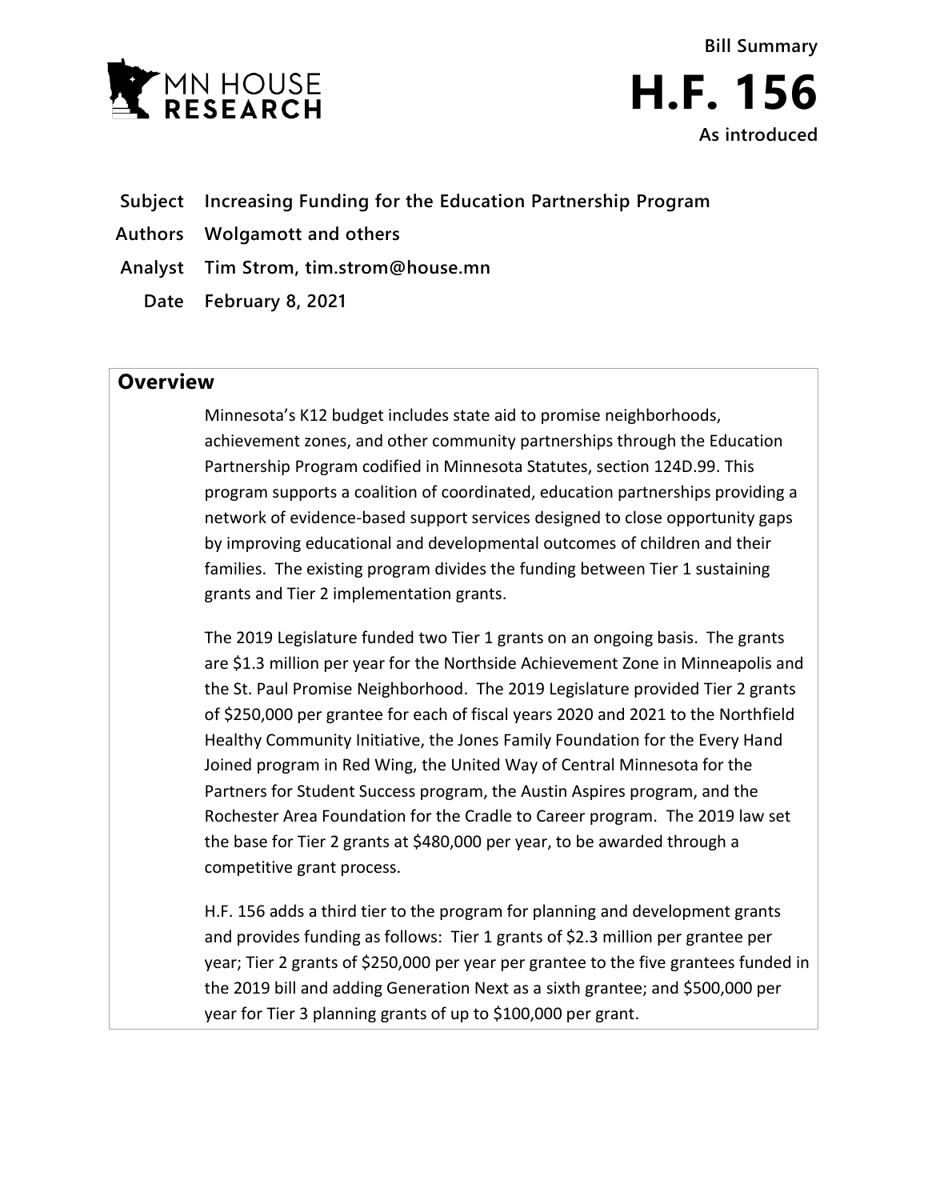Bill Summary

# H.F. 156

As introduced

**Subject** Increasing Funding for the Education Partnership Program

**Authors** Wolgamott and others

**Analyst** Tim Strom, tim.strom@house.mn

**Date** February 8, 2021

## Overview

Minnesota's K12 budget includes state aid to promise neighborhoods, achievement zones, and other community partnerships through the Education Partnership Program codified in Minnesota Statutes, section 124D.99. This program supports a coalition of coordinated, education partnerships providing a network of evidence-based support services designed to close opportunity gaps by improving educational and developmental outcomes of children and their families. The existing program divides the funding between Tier 1 sustaining grants and Tier 2 implementation grants.

The 2019 Legislature funded two Tier 1 grants on an ongoing basis. The grants are $1.3 million per year for the Northside Achievement Zone in Minneapolis and the St. Paul Promise Neighborhood. The 2019 Legislature provided Tier 2 grants of $250,000 per grantee for each of fiscal years 2020 and 2021 to the Northfield Healthy Community Initiative, the Jones Family Foundation for the Every Hand Joined program in Red Wing, the United Way of Central Minnesota for the Partners for Student Success program, the Austin Aspires program, and the Rochester Area Foundation for the Cradle to Career program. The 2019 law set the base for Tier 2 grants at $480,000 per year, to be awarded through a competitive grant process.

H.F. 156 adds a third tier to the program for planning and development grants and provides funding as follows: Tier 1 grants of $2.3 million per grantee per year; Tier 2 grants of $250,000 per year per grantee to the five grantees funded in the 2019 bill and adding Generation Next as a sixth grantee; and $500,000 per year for Tier 3 planning grants of up to $100,000 per grant.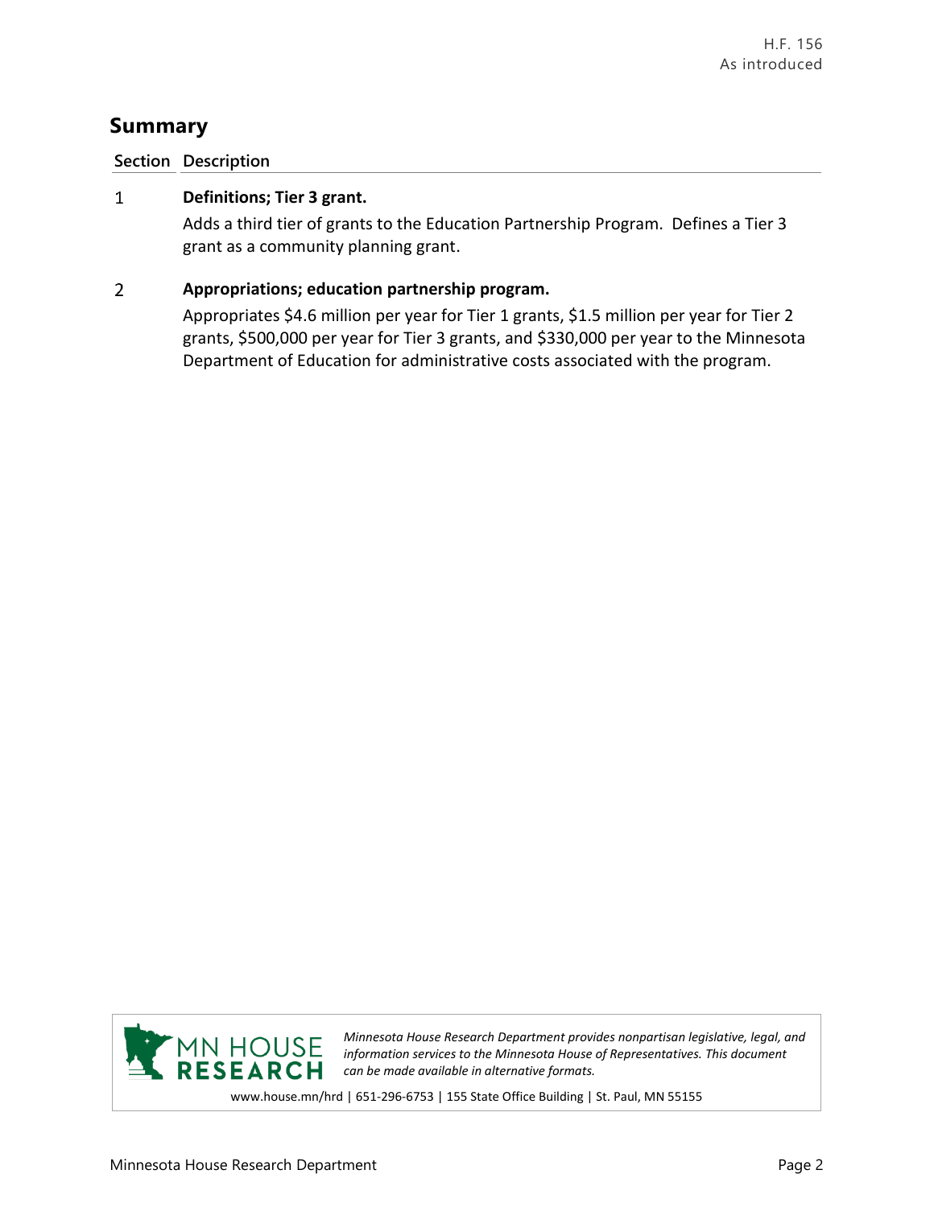## Summary

| Section | Description |
|---|---|
| 1 | **Definitions; Tier 3 grant.** Adds a third tier of grants to the Education Partnership Program. Defines a Tier 3 grant as a community planning grant. |
| 2 | **Appropriations; education partnership program.** Appropriates \$4.6 million per year for Tier 1 grants, \$1.5 million per year for Tier 2 grants, \$500,000 per year for Tier 3 grants, and \$330,000 per year to the Minnesota Department of Education for administrative costs associated with the program. |

MN HOUSE RESEARCH

*Minnesota House Research Department provides nonpartisan legislative, legal, and information services to the Minnesota House of Representatives. This document can be made available in alternative formats.*

www.house.mn/hrd | 651-296-6753 | 155 State Office Building | St. Paul, MN 55155